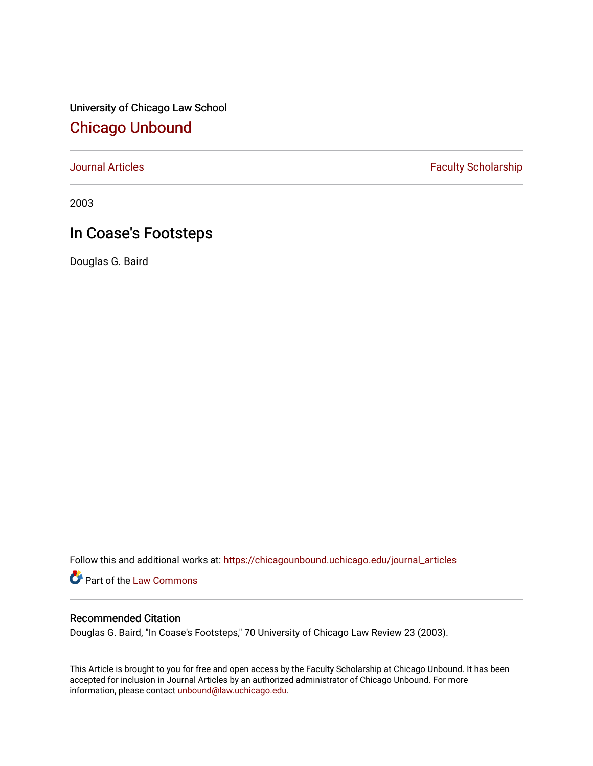University of Chicago Law School

## Chicago Unbound

Journal Articles | Faculty Scholarship

2003

# In Coase's Footsteps

Douglas G. Baird

Follow this and additional works at: https://chicagounbound.uchicago.edu/journal_articles

Part of the Law Commons

### Recommended Citation

Douglas G. Baird, "In Coase's Footsteps," 70 University of Chicago Law Review 23 (2003).

This Article is brought to you for free and open access by the Faculty Scholarship at Chicago Unbound. It has been accepted for inclusion in Journal Articles by an authorized administrator of Chicago Unbound. For more information, please contact unbound@law.uchicago.edu.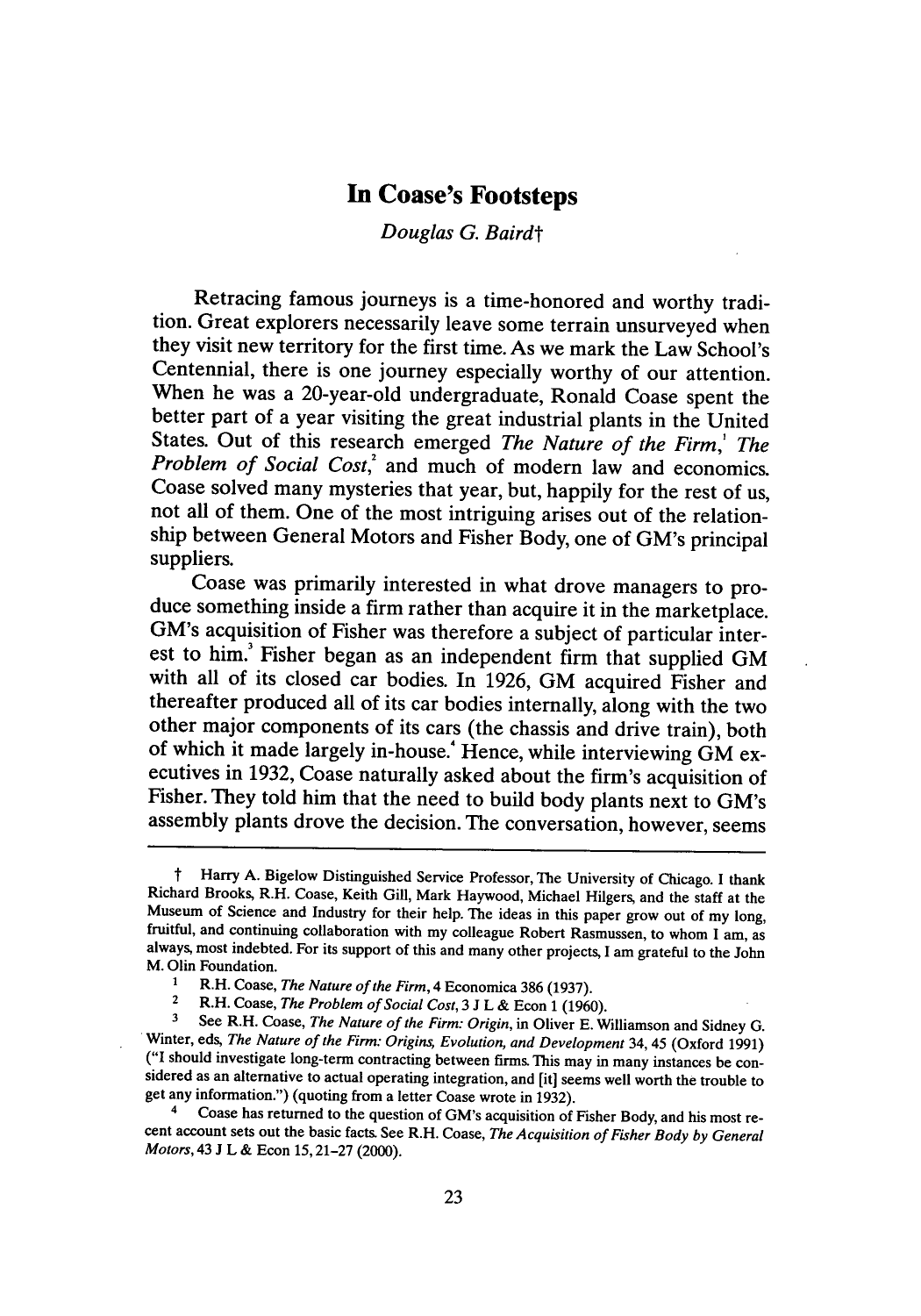# In Coase's Footsteps

*Douglas G. Baird*†

Retracing famous journeys is a time-honored and worthy tradition. Great explorers necessarily leave some terrain unsurveyed when they visit new territory for the first time. As we mark the Law School's Centennial, there is one journey especially worthy of our attention. When he was a 20-year-old undergraduate, Ronald Coase spent the better part of a year visiting the great industrial plants in the United States. Out of this research emerged *The Nature of the Firm*,[1] *The Problem of Social Cost*,[2] and much of modern law and economics. Coase solved many mysteries that year, but, happily for the rest of us, not all of them. One of the most intriguing arises out of the relationship between General Motors and Fisher Body, one of GM's principal suppliers.

Coase was primarily interested in what drove managers to produce something inside a firm rather than acquire it in the marketplace. GM's acquisition of Fisher was therefore a subject of particular interest to him.[3] Fisher began as an independent firm that supplied GM with all of its closed car bodies. In 1926, GM acquired Fisher and thereafter produced all of its car bodies internally, along with the two other major components of its cars (the chassis and drive train), both of which it made largely in-house.[4] Hence, while interviewing GM executives in 1932, Coase naturally asked about the firm's acquisition of Fisher. They told him that the need to build body plants next to GM's assembly plants drove the decision. The conversation, however, seems

---

† Harry A. Bigelow Distinguished Service Professor, The University of Chicago. I thank Richard Brooks, R.H. Coase, Keith Gill, Mark Haywood, Michael Hilgers, and the staff at the Museum of Science and Industry for their help. The ideas in this paper grow out of my long, fruitful, and continuing collaboration with my colleague Robert Rasmussen, to whom I am, as always, most indebted. For its support of this and many other projects, I am grateful to the John M. Olin Foundation.

[1] R.H. Coase, *The Nature of the Firm*, 4 Economica 386 (1937).

[2] R.H. Coase, *The Problem of Social Cost*, 3 J L & Econ 1 (1960).

[3] See R.H. Coase, *The Nature of the Firm: Origin*, in Oliver E. Williamson and Sidney G. Winter, eds, *The Nature of the Firm: Origins, Evolution, and Development* 34, 45 (Oxford 1991) ("I should investigate long-term contracting between firms. This may in many instances be considered as an alternative to actual operating integration, and [it] seems well worth the trouble to get any information.") (quoting from a letter Coase wrote in 1932).

[4] Coase has returned to the question of GM's acquisition of Fisher Body, and his most recent account sets out the basic facts. See R.H. Coase, *The Acquisition of Fisher Body by General Motors*, 43 J L & Econ 15, 21-27 (2000).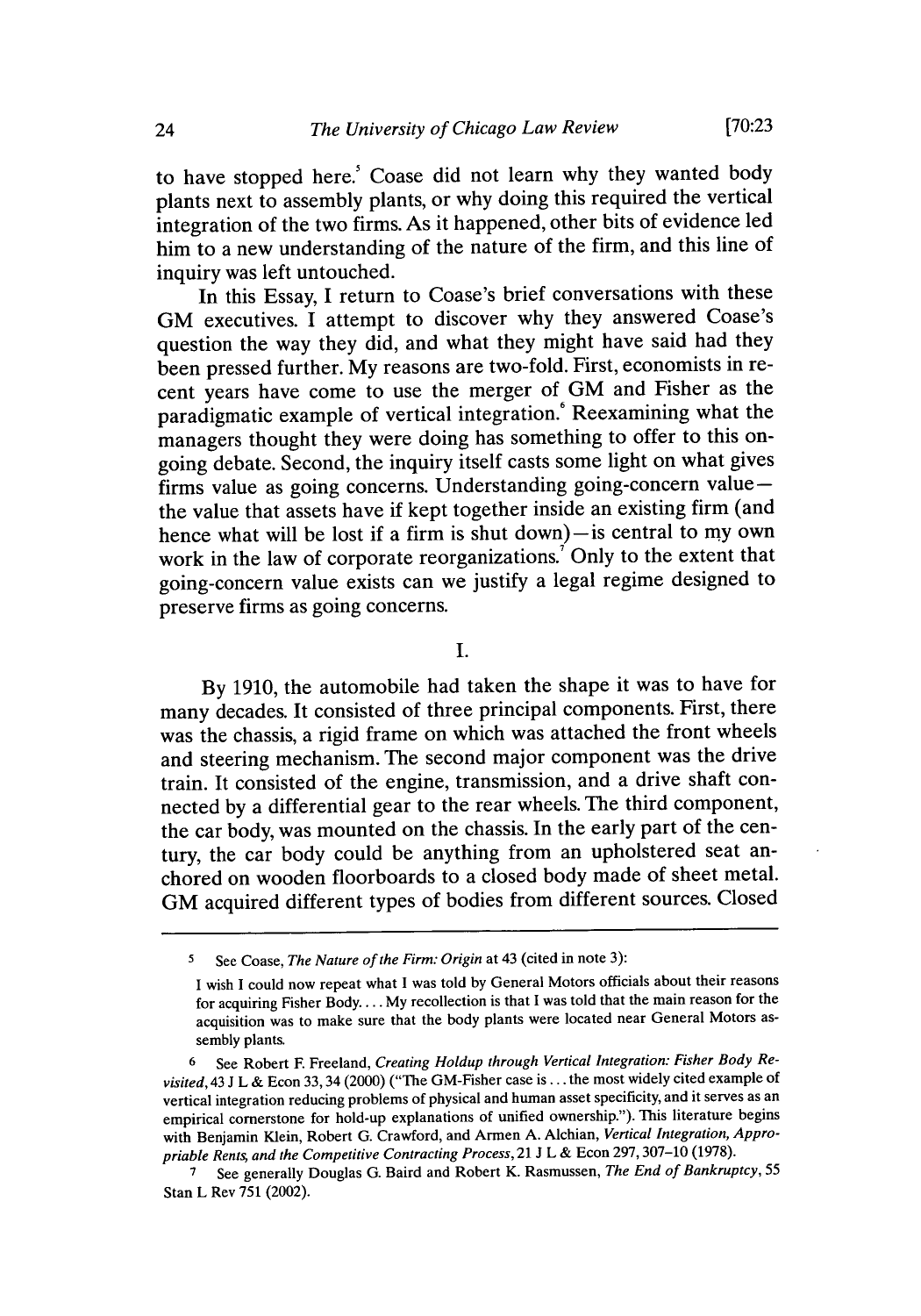to have stopped here.[5] Coase did not learn why they wanted body plants next to assembly plants, or why doing this required the vertical integration of the two firms. As it happened, other bits of evidence led him to a new understanding of the nature of the firm, and this line of inquiry was left untouched.

In this Essay, I return to Coase's brief conversations with these GM executives. I attempt to discover why they answered Coase's question the way they did, and what they might have said had they been pressed further. My reasons are two-fold. First, economists in recent years have come to use the merger of GM and Fisher as the paradigmatic example of vertical integration.[6] Reexamining what the managers thought they were doing has something to offer to this ongoing debate. Second, the inquiry itself casts some light on what gives firms value as going concerns. Understanding going-concern value—the value that assets have if kept together inside an existing firm (and hence what will be lost if a firm is shut down)—is central to my own work in the law of corporate reorganizations.[7] Only to the extent that going-concern value exists can we justify a legal regime designed to preserve firms as going concerns.

## I.

By 1910, the automobile had taken the shape it was to have for many decades. It consisted of three principal components. First, there was the chassis, a rigid frame on which was attached the front wheels and steering mechanism. The second major component was the drive train. It consisted of the engine, transmission, and a drive shaft connected by a differential gear to the rear wheels. The third component, the car body, was mounted on the chassis. In the early part of the century, the car body could be anything from an upholstered seat anchored on wooden floorboards to a closed body made of sheet metal. GM acquired different types of bodies from different sources. Closed

---

5 See Coase, *The Nature of the Firm: Origin* at 43 (cited in note 3):

> I wish I could now repeat what I was told by General Motors officials about their reasons for acquiring Fisher Body.... My recollection is that I was told that the main reason for the acquisition was to make sure that the body plants were located near General Motors assembly plants.

6 See Robert F. Freeland, *Creating Holdup through Vertical Integration: Fisher Body Revisited*, 43 J L & Econ 33, 34 (2000) ("The GM-Fisher case is ... the most widely cited example of vertical integration reducing problems of physical and human asset specificity, and it serves as an empirical cornerstone for hold-up explanations of unified ownership."). This literature begins with Benjamin Klein, Robert G. Crawford, and Armen A. Alchian, *Vertical Integration, Appropriable Rents, and the Competitive Contracting Process*, 21 J L & Econ 297, 307–10 (1978).

7 See generally Douglas G. Baird and Robert K. Rasmussen, *The End of Bankruptcy*, 55 Stan L Rev 751 (2002).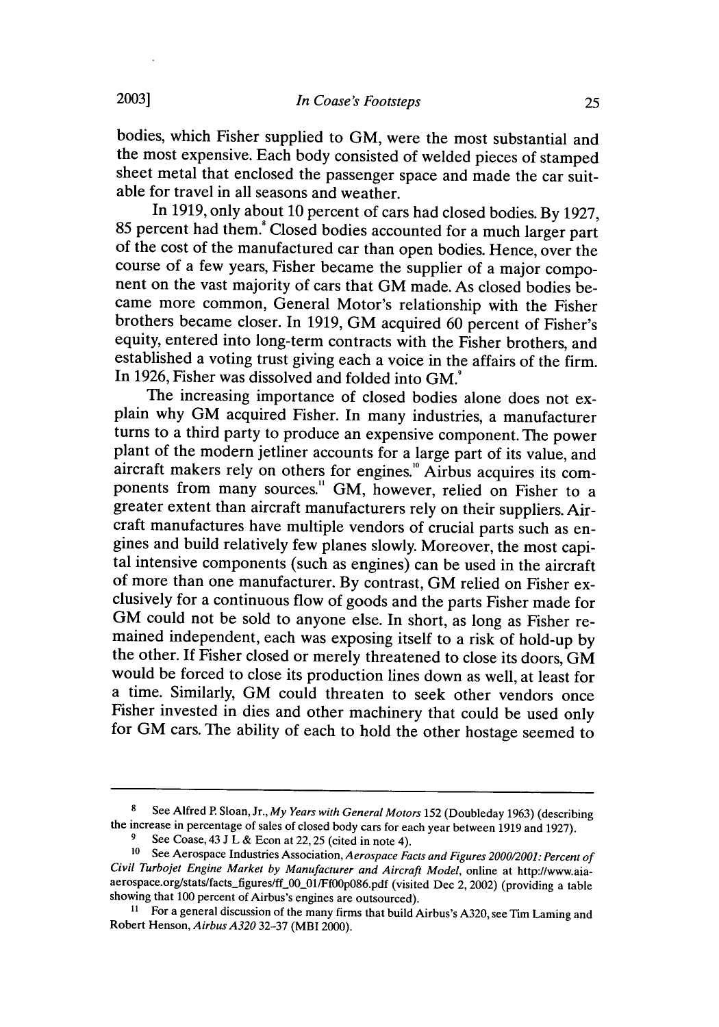bodies, which Fisher supplied to GM, were the most substantial and the most expensive. Each body consisted of welded pieces of stamped sheet metal that enclosed the passenger space and made the car suitable for travel in all seasons and weather.

In 1919, only about 10 percent of cars had closed bodies. By 1927, 85 percent had them.[8] Closed bodies accounted for a much larger part of the cost of the manufactured car than open bodies. Hence, over the course of a few years, Fisher became the supplier of a major component on the vast majority of cars that GM made. As closed bodies became more common, General Motor's relationship with the Fisher brothers became closer. In 1919, GM acquired 60 percent of Fisher's equity, entered into long-term contracts with the Fisher brothers, and established a voting trust giving each a voice in the affairs of the firm. In 1926, Fisher was dissolved and folded into GM.[9]

The increasing importance of closed bodies alone does not explain why GM acquired Fisher. In many industries, a manufacturer turns to a third party to produce an expensive component. The power plant of the modern jetliner accounts for a large part of its value, and aircraft makers rely on others for engines.[10] Airbus acquires its components from many sources.[11] GM, however, relied on Fisher to a greater extent than aircraft manufacturers rely on their suppliers. Aircraft manufactures have multiple vendors of crucial parts such as engines and build relatively few planes slowly. Moreover, the most capital intensive components (such as engines) can be used in the aircraft of more than one manufacturer. By contrast, GM relied on Fisher exclusively for a continuous flow of goods and the parts Fisher made for GM could not be sold to anyone else. In short, as long as Fisher remained independent, each was exposing itself to a risk of hold-up by the other. If Fisher closed or merely threatened to close its doors, GM would be forced to close its production lines down as well, at least for a time. Similarly, GM could threaten to seek other vendors once Fisher invested in dies and other machinery that could be used only for GM cars. The ability of each to hold the other hostage seemed to

---

[8] See Alfred P. Sloan, Jr., *My Years with General Motors* 152 (Doubleday 1963) (describing the increase in percentage of sales of closed body cars for each year between 1919 and 1927).

[9] See Coase, 43 J L & Econ at 22, 25 (cited in note 4).

[10] See Aerospace Industries Association, *Aerospace Facts and Figures 2000/2001: Percent of Civil Turbojet Engine Market by Manufacturer and Aircraft Model*, online at http://www.aia-aerospace.org/stats/facts_figures/ff_00_01/Ff00p086.pdf (visited Dec 2, 2002) (providing a table showing that 100 percent of Airbus's engines are outsourced).

[11] For a general discussion of the many firms that build Airbus's A320, see Tim Laming and Robert Henson, *Airbus A320* 32–37 (MBI 2000).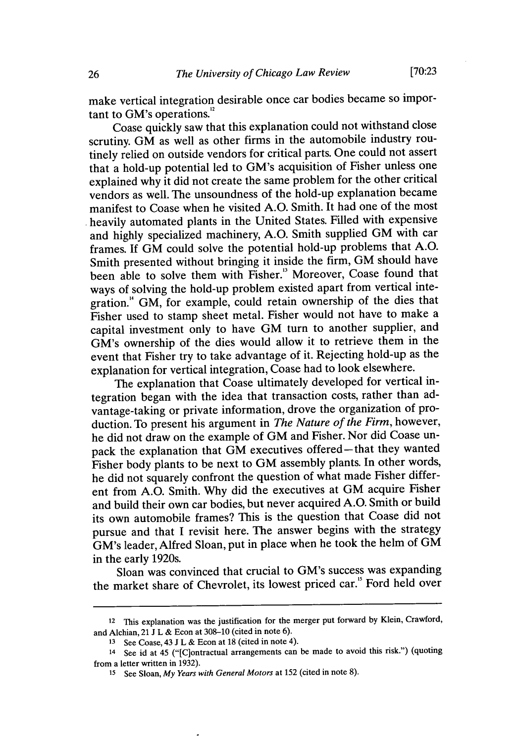make vertical integration desirable once car bodies became so important to GM's operations.[12]

Coase quickly saw that this explanation could not withstand close scrutiny. GM as well as other firms in the automobile industry routinely relied on outside vendors for critical parts. One could not assert that a hold-up potential led to GM's acquisition of Fisher unless one explained why it did not create the same problem for the other critical vendors as well. The unsoundness of the hold-up explanation became manifest to Coase when he visited A.O. Smith. It had one of the most heavily automated plants in the United States. Filled with expensive and highly specialized machinery, A.O. Smith supplied GM with car frames. If GM could solve the potential hold-up problems that A.O. Smith presented without bringing it inside the firm, GM should have been able to solve them with Fisher.[13] Moreover, Coase found that ways of solving the hold-up problem existed apart from vertical integration.[14] GM, for example, could retain ownership of the dies that Fisher used to stamp sheet metal. Fisher would not have to make a capital investment only to have GM turn to another supplier, and GM's ownership of the dies would allow it to retrieve them in the event that Fisher try to take advantage of it. Rejecting hold-up as the explanation for vertical integration, Coase had to look elsewhere.

The explanation that Coase ultimately developed for vertical integration began with the idea that transaction costs, rather than advantage-taking or private information, drove the organization of production. To present his argument in *The Nature of the Firm*, however, he did not draw on the example of GM and Fisher. Nor did Coase unpack the explanation that GM executives offered—that they wanted Fisher body plants to be next to GM assembly plants. In other words, he did not squarely confront the question of what made Fisher different from A.O. Smith. Why did the executives at GM acquire Fisher and build their own car bodies, but never acquired A.O. Smith or build its own automobile frames? This is the question that Coase did not pursue and that I revisit here. The answer begins with the strategy GM's leader, Alfred Sloan, put in place when he took the helm of GM in the early 1920s.

Sloan was convinced that crucial to GM's success was expanding the market share of Chevrolet, its lowest priced car.[15] Ford held over

---

12 This explanation was the justification for the merger put forward by Klein, Crawford, and Alchian, 21 J L & Econ at 308–10 (cited in note 6).

13 See Coase, 43 J L & Econ at 18 (cited in note 4).

14 See id at 45 ("[C]ontractual arrangements can be made to avoid this risk.") (quoting from a letter written in 1932).

15 See Sloan, *My Years with General Motors* at 152 (cited in note 8).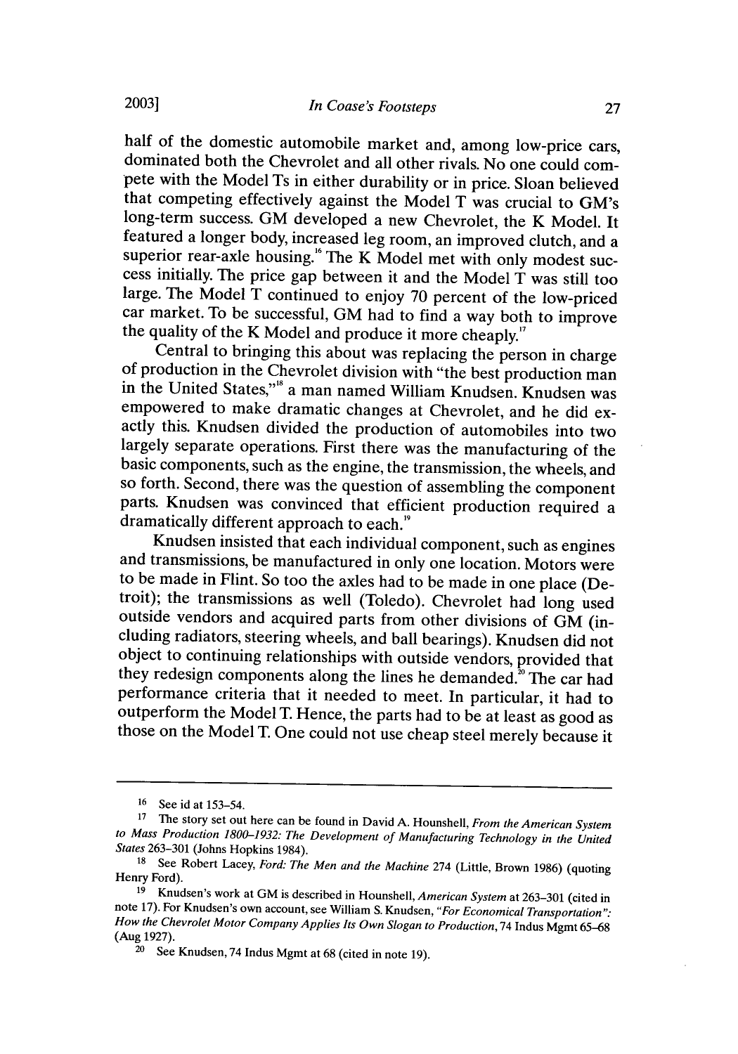half of the domestic automobile market and, among low-price cars, dominated both the Chevrolet and all other rivals. No one could compete with the Model Ts in either durability or in price. Sloan believed that competing effectively against the Model T was crucial to GM's long-term success. GM developed a new Chevrolet, the K Model. It featured a longer body, increased leg room, an improved clutch, and a superior rear-axle housing.[16] The K Model met with only modest success initially. The price gap between it and the Model T was still too large. The Model T continued to enjoy 70 percent of the low-priced car market. To be successful, GM had to find a way both to improve the quality of the K Model and produce it more cheaply.[17]

Central to bringing this about was replacing the person in charge of production in the Chevrolet division with "the best production man in the United States,"[18] a man named William Knudsen. Knudsen was empowered to make dramatic changes at Chevrolet, and he did exactly this. Knudsen divided the production of automobiles into two largely separate operations. First there was the manufacturing of the basic components, such as the engine, the transmission, the wheels, and so forth. Second, there was the question of assembling the component parts. Knudsen was convinced that efficient production required a dramatically different approach to each.[19]

Knudsen insisted that each individual component, such as engines and transmissions, be manufactured in only one location. Motors were to be made in Flint. So too the axles had to be made in one place (Detroit); the transmissions as well (Toledo). Chevrolet had long used outside vendors and acquired parts from other divisions of GM (including radiators, steering wheels, and ball bearings). Knudsen did not object to continuing relationships with outside vendors, provided that they redesign components along the lines he demanded.[20] The car had performance criteria that it needed to meet. In particular, it had to outperform the Model T. Hence, the parts had to be at least as good as those on the Model T. One could not use cheap steel merely because it

---

[16] See id at 153–54.

[17] The story set out here can be found in David A. Hounshell, *From the American System to Mass Production 1800–1932: The Development of Manufacturing Technology in the United States* 263–301 (Johns Hopkins 1984).

[18] See Robert Lacey, *Ford: The Men and the Machine* 274 (Little, Brown 1986) (quoting Henry Ford).

[19] Knudsen's work at GM is described in Hounshell, *American System* at 263–301 (cited in note 17). For Knudsen's own account, see William S. Knudsen, *"For Economical Transportation": How the Chevrolet Motor Company Applies Its Own Slogan to Production*, 74 Indus Mgmt 65–68 (Aug 1927).

[20] See Knudsen, 74 Indus Mgmt at 68 (cited in note 19).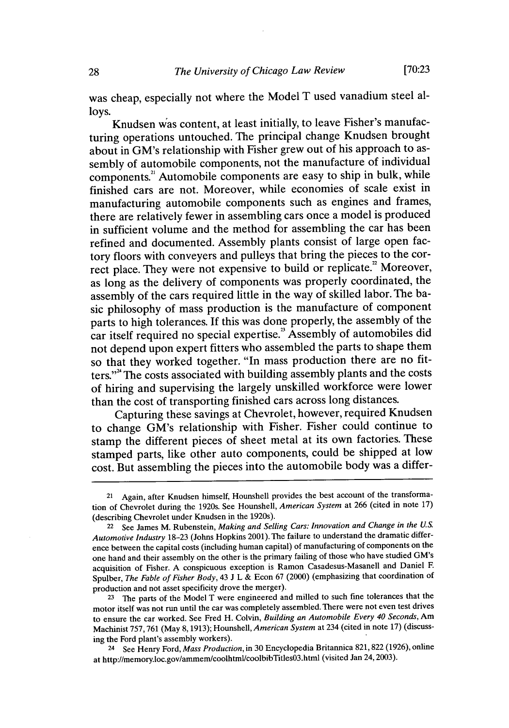was cheap, especially not where the Model T used vanadium steel alloys.

Knudsen was content, at least initially, to leave Fisher's manufacturing operations untouched. The principal change Knudsen brought about in GM's relationship with Fisher grew out of his approach to assembly of automobile components, not the manufacture of individual components.[21] Automobile components are easy to ship in bulk, while finished cars are not. Moreover, while economies of scale exist in manufacturing automobile components such as engines and frames, there are relatively fewer in assembling cars once a model is produced in sufficient volume and the method for assembling the car has been refined and documented. Assembly plants consist of large open factory floors with conveyers and pulleys that bring the pieces to the correct place. They were not expensive to build or replicate.[22] Moreover, as long as the delivery of components was properly coordinated, the assembly of the cars required little in the way of skilled labor. The basic philosophy of mass production is the manufacture of component parts to high tolerances. If this was done properly, the assembly of the car itself required no special expertise.[23] Assembly of automobiles did not depend upon expert fitters who assembled the parts to shape them so that they worked together. "In mass production there are no fitters."[24] The costs associated with building assembly plants and the costs of hiring and supervising the largely unskilled workforce were lower than the cost of transporting finished cars across long distances.

Capturing these savings at Chevrolet, however, required Knudsen to change GM's relationship with Fisher. Fisher could continue to stamp the different pieces of sheet metal at its own factories. These stamped parts, like other auto components, could be shipped at low cost. But assembling the pieces into the automobile body was a differ-

---

[21] Again, after Knudsen himself, Hounshell provides the best account of the transformation of Chevrolet during the 1920s. See Hounshell, *American System* at 266 (cited in note 17) (describing Chevrolet under Knudsen in the 1920s).

[22] See James M. Rubenstein, *Making and Selling Cars: Innovation and Change in the U.S. Automotive Industry* 18–23 (Johns Hopkins 2001). The failure to understand the dramatic difference between the capital costs (including human capital) of manufacturing of components on the one hand and their assembly on the other is the primary failing of those who have studied GM's acquisition of Fisher. A conspicuous exception is Ramon Casadesus-Masanell and Daniel F. Spulber, *The Fable of Fisher Body*, 43 J L & Econ 67 (2000) (emphasizing that coordination of production and not asset specificity drove the merger).

[23] The parts of the Model T were engineered and milled to such fine tolerances that the motor itself was not run until the car was completely assembled. There were not even test drives to ensure the car worked. See Fred H. Colvin, *Building an Automobile Every 40 Seconds*, Am Machinist 757, 761 (May 8, 1913); Hounshell, *American System* at 234 (cited in note 17) (discussing the Ford plant's assembly workers).

[24] See Henry Ford, *Mass Production*, in 30 Encyclopedia Britannica 821, 822 (1926), online at http://memory.loc.gov/ammem/coolhtml/coolbibTitles03.html (visited Jan 24, 2003).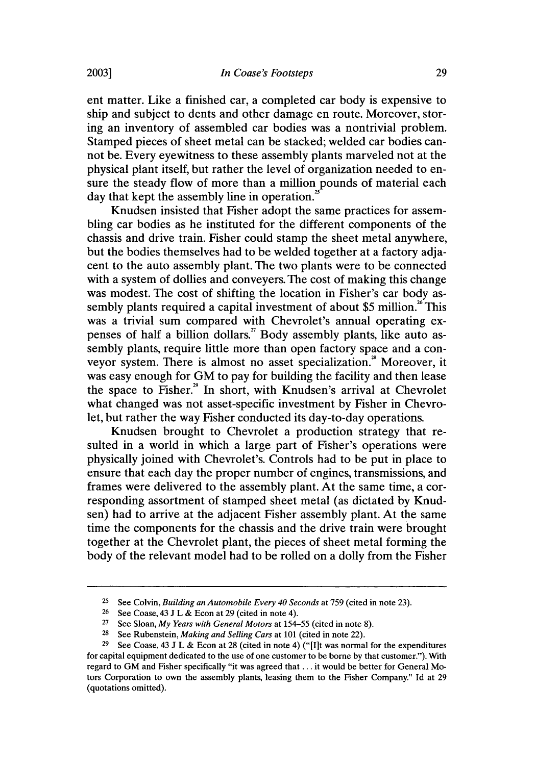ent matter. Like a finished car, a completed car body is expensive to ship and subject to dents and other damage en route. Moreover, storing an inventory of assembled car bodies was a nontrivial problem. Stamped pieces of sheet metal can be stacked; welded car bodies cannot be. Every eyewitness to these assembly plants marveled not at the physical plant itself, but rather the level of organization needed to ensure the steady flow of more than a million pounds of material each day that kept the assembly line in operation.[25]

Knudsen insisted that Fisher adopt the same practices for assembling car bodies as he instituted for the different components of the chassis and drive train. Fisher could stamp the sheet metal anywhere, but the bodies themselves had to be welded together at a factory adjacent to the auto assembly plant. The two plants were to be connected with a system of dollies and conveyers. The cost of making this change was modest. The cost of shifting the location in Fisher's car body assembly plants required a capital investment of about $5 million.[26] This was a trivial sum compared with Chevrolet's annual operating expenses of half a billion dollars.[27] Body assembly plants, like auto assembly plants, require little more than open factory space and a conveyor system. There is almost no asset specialization.[28] Moreover, it was easy enough for GM to pay for building the facility and then lease the space to Fisher.[29] In short, with Knudsen's arrival at Chevrolet what changed was not asset-specific investment by Fisher in Chevrolet, but rather the way Fisher conducted its day-to-day operations.

Knudsen brought to Chevrolet a production strategy that resulted in a world in which a large part of Fisher's operations were physically joined with Chevrolet's. Controls had to be put in place to ensure that each day the proper number of engines, transmissions, and frames were delivered to the assembly plant. At the same time, a corresponding assortment of stamped sheet metal (as dictated by Knudsen) had to arrive at the adjacent Fisher assembly plant. At the same time the components for the chassis and the drive train were brought together at the Chevrolet plant, the pieces of sheet metal forming the body of the relevant model had to be rolled on a dolly from the Fisher

---

[25] See Colvin, *Building an Automobile Every 40 Seconds* at 759 (cited in note 23).

[26] See Coase, 43 J L & Econ at 29 (cited in note 4).

[27] See Sloan, *My Years with General Motors* at 154–55 (cited in note 8).

[28] See Rubenstein, *Making and Selling Cars* at 101 (cited in note 22).

[29] See Coase, 43 J L & Econ at 28 (cited in note 4) ("[I]t was normal for the expenditures for capital equipment dedicated to the use of one customer to be borne by that customer."). With regard to GM and Fisher specifically "it was agreed that ... it would be better for General Motors Corporation to own the assembly plants, leasing them to the Fisher Company." Id at 29 (quotations omitted).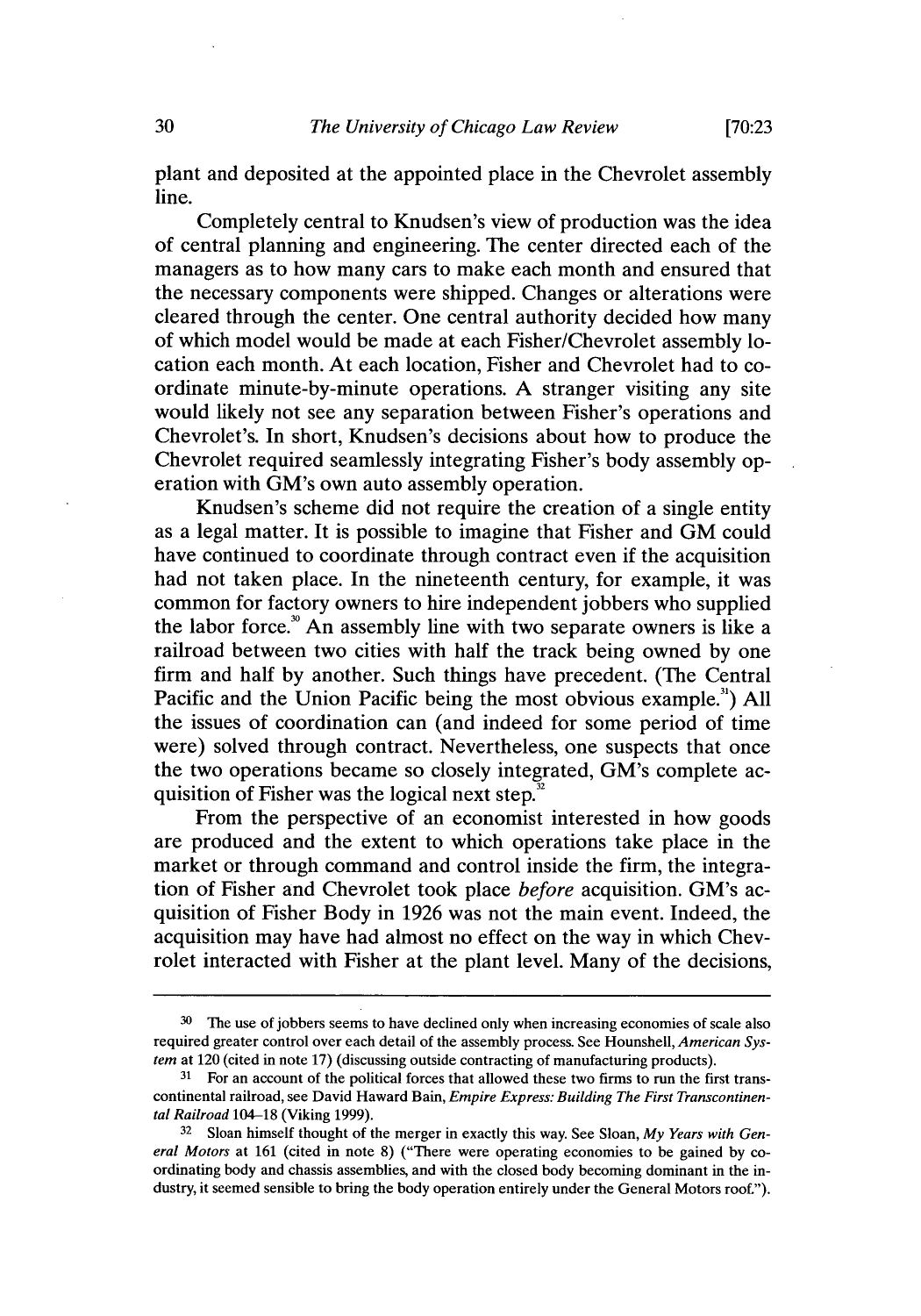plant and deposited at the appointed place in the Chevrolet assembly line.

Completely central to Knudsen's view of production was the idea of central planning and engineering. The center directed each of the managers as to how many cars to make each month and ensured that the necessary components were shipped. Changes or alterations were cleared through the center. One central authority decided how many of which model would be made at each Fisher/Chevrolet assembly location each month. At each location, Fisher and Chevrolet had to coordinate minute-by-minute operations. A stranger visiting any site would likely not see any separation between Fisher's operations and Chevrolet's. In short, Knudsen's decisions about how to produce the Chevrolet required seamlessly integrating Fisher's body assembly operation with GM's own auto assembly operation.

Knudsen's scheme did not require the creation of a single entity as a legal matter. It is possible to imagine that Fisher and GM could have continued to coordinate through contract even if the acquisition had not taken place. In the nineteenth century, for example, it was common for factory owners to hire independent jobbers who supplied the labor force.[30] An assembly line with two separate owners is like a railroad between two cities with half the track being owned by one firm and half by another. Such things have precedent. (The Central Pacific and the Union Pacific being the most obvious example.[31]) All the issues of coordination can (and indeed for some period of time were) solved through contract. Nevertheless, one suspects that once the two operations became so closely integrated, GM's complete acquisition of Fisher was the logical next step.[32]

From the perspective of an economist interested in how goods are produced and the extent to which operations take place in the market or through command and control inside the firm, the integration of Fisher and Chevrolet took place *before* acquisition. GM's acquisition of Fisher Body in 1926 was not the main event. Indeed, the acquisition may have had almost no effect on the way in which Chevrolet interacted with Fisher at the plant level. Many of the decisions,

---

[30] The use of jobbers seems to have declined only when increasing economies of scale also required greater control over each detail of the assembly process. See Hounshell, *American System* at 120 (cited in note 17) (discussing outside contracting of manufacturing products).

[31] For an account of the political forces that allowed these two firms to run the first transcontinental railroad, see David Haward Bain, *Empire Express: Building The First Transcontinental Railroad* 104–18 (Viking 1999).

[32] Sloan himself thought of the merger in exactly this way. See Sloan, *My Years with General Motors* at 161 (cited in note 8) ("There were operating economies to be gained by coordinating body and chassis assemblies, and with the closed body becoming dominant in the industry, it seemed sensible to bring the body operation entirely under the General Motors roof.").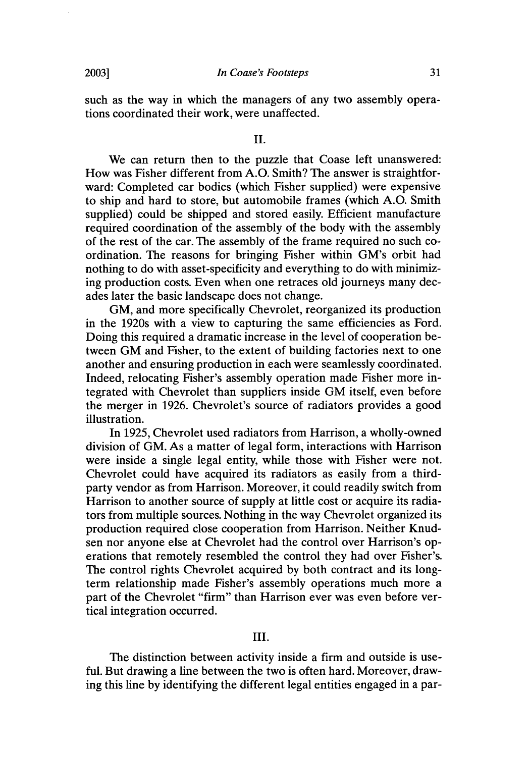such as the way in which the managers of any two assembly operations coordinated their work, were unaffected.

## II.

We can return then to the puzzle that Coase left unanswered: How was Fisher different from A.O. Smith? The answer is straightforward: Completed car bodies (which Fisher supplied) were expensive to ship and hard to store, but automobile frames (which A.O. Smith supplied) could be shipped and stored easily. Efficient manufacture required coordination of the assembly of the body with the assembly of the rest of the car. The assembly of the frame required no such coordination. The reasons for bringing Fisher within GM's orbit had nothing to do with asset-specificity and everything to do with minimizing production costs. Even when one retraces old journeys many decades later the basic landscape does not change.

GM, and more specifically Chevrolet, reorganized its production in the 1920s with a view to capturing the same efficiencies as Ford. Doing this required a dramatic increase in the level of cooperation between GM and Fisher, to the extent of building factories next to one another and ensuring production in each were seamlessly coordinated. Indeed, relocating Fisher's assembly operation made Fisher more integrated with Chevrolet than suppliers inside GM itself, even before the merger in 1926. Chevrolet's source of radiators provides a good illustration.

In 1925, Chevrolet used radiators from Harrison, a wholly-owned division of GM. As a matter of legal form, interactions with Harrison were inside a single legal entity, while those with Fisher were not. Chevrolet could have acquired its radiators as easily from a third-party vendor as from Harrison. Moreover, it could readily switch from Harrison to another source of supply at little cost or acquire its radiators from multiple sources. Nothing in the way Chevrolet organized its production required close cooperation from Harrison. Neither Knudsen nor anyone else at Chevrolet had the control over Harrison's operations that remotely resembled the control they had over Fisher's. The control rights Chevrolet acquired by both contract and its long-term relationship made Fisher's assembly operations much more a part of the Chevrolet "firm" than Harrison ever was even before vertical integration occurred.

## III.

The distinction between activity inside a firm and outside is useful. But drawing a line between the two is often hard. Moreover, drawing this line by identifying the different legal entities engaged in a par-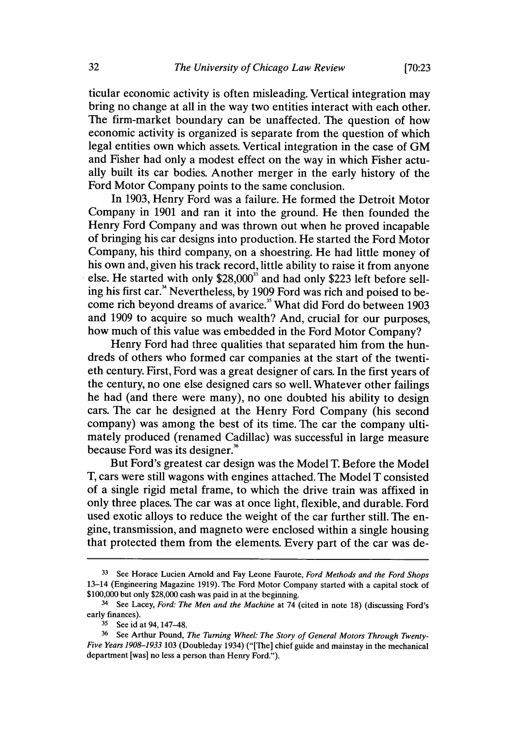ticular economic activity is often misleading. Vertical integration may bring no change at all in the way two entities interact with each other. The firm-market boundary can be unaffected. The question of how economic activity is organized is separate from the question of which legal entities own which assets. Vertical integration in the case of GM and Fisher had only a modest effect on the way in which Fisher actually built its car bodies. Another merger in the early history of the Ford Motor Company points to the same conclusion.

In 1903, Henry Ford was a failure. He formed the Detroit Motor Company in 1901 and ran it into the ground. He then founded the Henry Ford Company and was thrown out when he proved incapable of bringing his car designs into production. He started the Ford Motor Company, his third company, on a shoestring. He had little money of his own and, given his track record, little ability to raise it from anyone else. He started with only $28,000[33] and had only $223 left before selling his first car.[34] Nevertheless, by 1909 Ford was rich and poised to become rich beyond dreams of avarice.[35] What did Ford do between 1903 and 1909 to acquire so much wealth? And, crucial for our purposes, how much of this value was embedded in the Ford Motor Company?

Henry Ford had three qualities that separated him from the hundreds of others who formed car companies at the start of the twentieth century. First, Ford was a great designer of cars. In the first years of the century, no one else designed cars so well. Whatever other failings he had (and there were many), no one doubted his ability to design cars. The car he designed at the Henry Ford Company (his second company) was among the best of its time. The car the company ultimately produced (renamed Cadillac) was successful in large measure because Ford was its designer.[36]

But Ford's greatest car design was the Model T. Before the Model T, cars were still wagons with engines attached. The Model T consisted of a single rigid metal frame, to which the drive train was affixed in only three places. The car was at once light, flexible, and durable. Ford used exotic alloys to reduce the weight of the car further still. The engine, transmission, and magneto were enclosed within a single housing that protected them from the elements. Every part of the car was de-

---

33 See Horace Lucien Arnold and Fay Leone Faurote, *Ford Methods and the Ford Shops* 13–14 (Engineering Magazine 1919). The Ford Motor Company started with a capital stock of $100,000 but only $28,000 cash was paid in at the beginning.

34 See Lacey, *Ford: The Men and the Machine* at 74 (cited in note 18) (discussing Ford's early finances).

35 See id at 94, 147–48.

36 See Arthur Pound, *The Turning Wheel: The Story of General Motors Through Twenty-Five Years 1908–1933* 103 (Doubleday 1934) ("[The] chief guide and mainstay in the mechanical department [was] no less a person than Henry Ford.").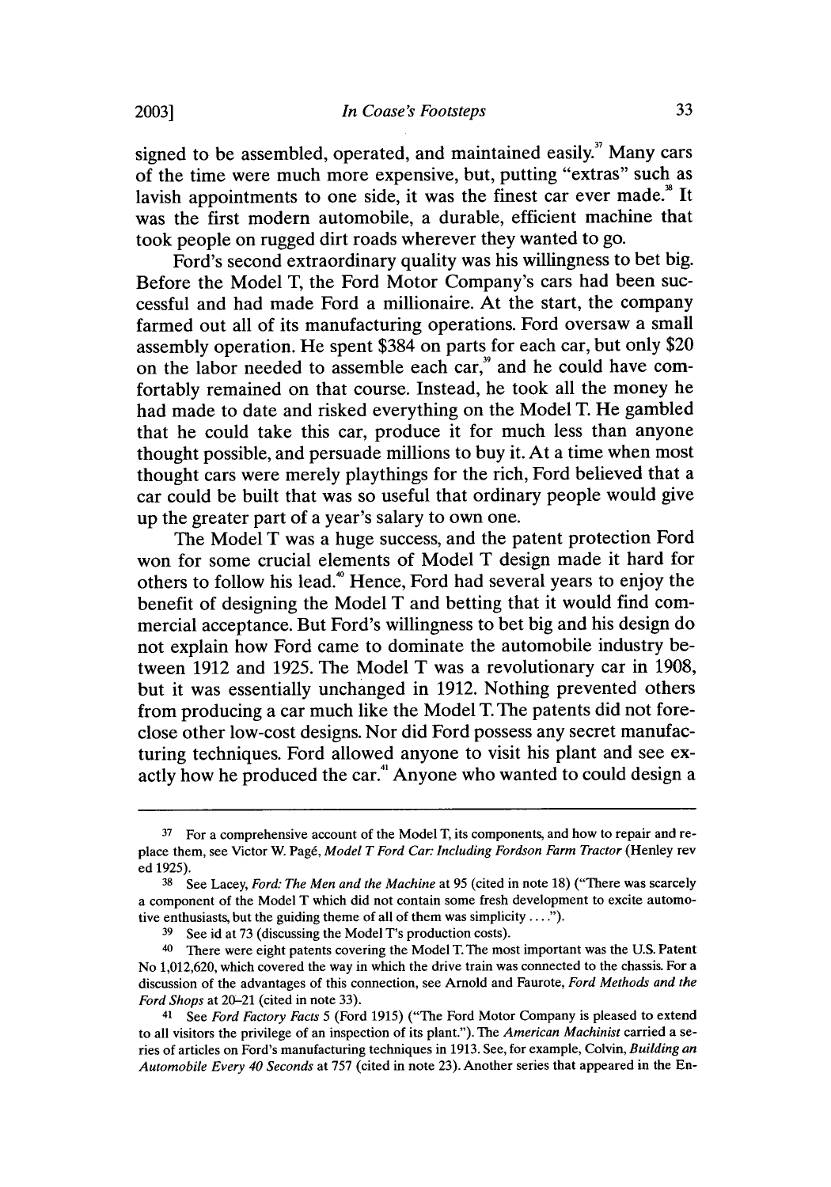signed to be assembled, operated, and maintained easily.[37] Many cars of the time were much more expensive, but, putting "extras" such as lavish appointments to one side, it was the finest car ever made.[38] It was the first modern automobile, a durable, efficient machine that took people on rugged dirt roads wherever they wanted to go.

Ford's second extraordinary quality was his willingness to bet big. Before the Model T, the Ford Motor Company's cars had been successful and had made Ford a millionaire. At the start, the company farmed out all of its manufacturing operations. Ford oversaw a small assembly operation. He spent $384 on parts for each car, but only $20 on the labor needed to assemble each car,[39] and he could have comfortably remained on that course. Instead, he took all the money he had made to date and risked everything on the Model T. He gambled that he could take this car, produce it for much less than anyone thought possible, and persuade millions to buy it. At a time when most thought cars were merely playthings for the rich, Ford believed that a car could be built that was so useful that ordinary people would give up the greater part of a year's salary to own one.

The Model T was a huge success, and the patent protection Ford won for some crucial elements of Model T design made it hard for others to follow his lead.[40] Hence, Ford had several years to enjoy the benefit of designing the Model T and betting that it would find commercial acceptance. But Ford's willingness to bet big and his design do not explain how Ford came to dominate the automobile industry between 1912 and 1925. The Model T was a revolutionary car in 1908, but it was essentially unchanged in 1912. Nothing prevented others from producing a car much like the Model T. The patents did not foreclose other low-cost designs. Nor did Ford possess any secret manufacturing techniques. Ford allowed anyone to visit his plant and see exactly how he produced the car.[41] Anyone who wanted to could design a

---

37 For a comprehensive account of the Model T, its components, and how to repair and replace them, see Victor W. Pagé, *Model T Ford Car: Including Fordson Farm Tractor* (Henley rev ed 1925).

38 See Lacey, *Ford: The Men and the Machine* at 95 (cited in note 18) ("There was scarcely a component of the Model T which did not contain some fresh development to excite automotive enthusiasts, but the guiding theme of all of them was simplicity ....").

39 See id at 73 (discussing the Model T's production costs).

40 There were eight patents covering the Model T. The most important was the U.S. Patent No 1,012,620, which covered the way in which the drive train was connected to the chassis. For a discussion of the advantages of this connection, see Arnold and Faurote, *Ford Methods and the Ford Shops* at 20–21 (cited in note 33).

41 See *Ford Factory Facts* 5 (Ford 1915) ("The Ford Motor Company is pleased to extend to all visitors the privilege of an inspection of its plant."). The *American Machinist* carried a series of articles on Ford's manufacturing techniques in 1913. See, for example, Colvin, *Building an Automobile Every 40 Seconds* at 757 (cited in note 23). Another series that appeared in the En-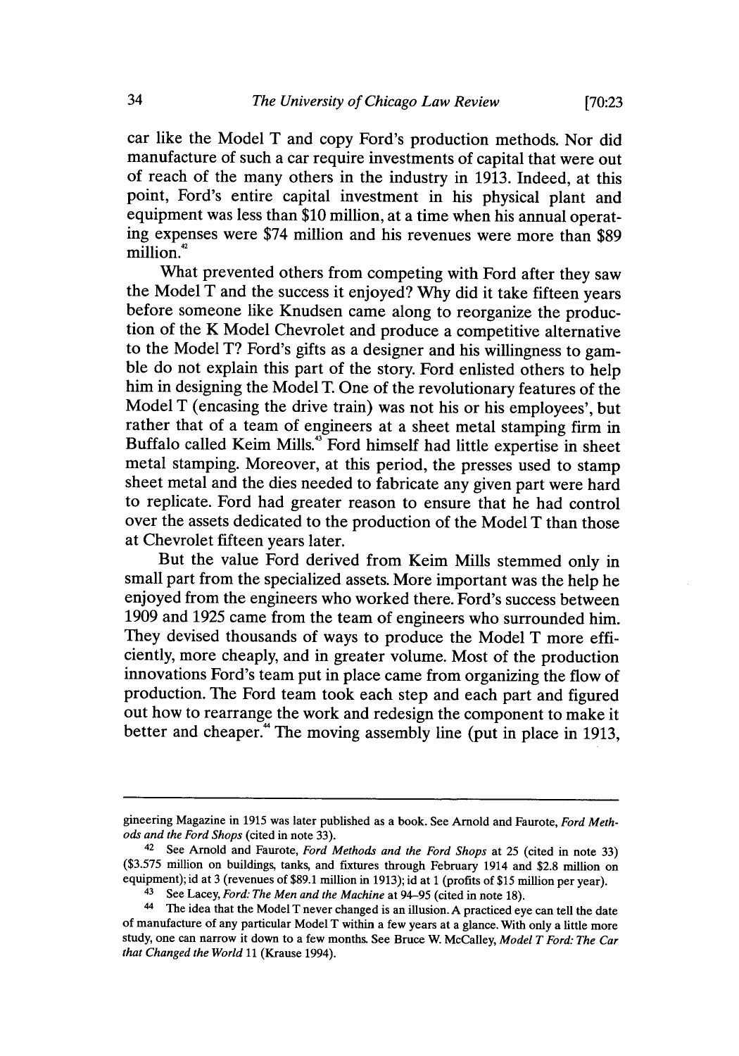car like the Model T and copy Ford's production methods. Nor did manufacture of such a car require investments of capital that were out of reach of the many others in the industry in 1913. Indeed, at this point, Ford's entire capital investment in his physical plant and equipment was less than $10 million, at a time when his annual operating expenses were $74 million and his revenues were more than $89 million.[42]

What prevented others from competing with Ford after they saw the Model T and the success it enjoyed? Why did it take fifteen years before someone like Knudsen came along to reorganize the production of the K Model Chevrolet and produce a competitive alternative to the Model T? Ford's gifts as a designer and his willingness to gamble do not explain this part of the story. Ford enlisted others to help him in designing the Model T. One of the revolutionary features of the Model T (encasing the drive train) was not his or his employees', but rather that of a team of engineers at a sheet metal stamping firm in Buffalo called Keim Mills.[43] Ford himself had little expertise in sheet metal stamping. Moreover, at this period, the presses used to stamp sheet metal and the dies needed to fabricate any given part were hard to replicate. Ford had greater reason to ensure that he had control over the assets dedicated to the production of the Model T than those at Chevrolet fifteen years later.

But the value Ford derived from Keim Mills stemmed only in small part from the specialized assets. More important was the help he enjoyed from the engineers who worked there. Ford's success between 1909 and 1925 came from the team of engineers who surrounded him. They devised thousands of ways to produce the Model T more efficiently, more cheaply, and in greater volume. Most of the production innovations Ford's team put in place came from organizing the flow of production. The Ford team took each step and each part and figured out how to rearrange the work and redesign the component to make it better and cheaper.[44] The moving assembly line (put in place in 1913,

---

gineering Magazine in 1915 was later published as a book. See Arnold and Faurote, *Ford Methods and the Ford Shops* (cited in note 33).

[42] See Arnold and Faurote, *Ford Methods and the Ford Shops* at 25 (cited in note 33) ($3.575 million on buildings, tanks, and fixtures through February 1914 and $2.8 million on equipment); id at 3 (revenues of $89.1 million in 1913); id at 1 (profits of $15 million per year).

[43] See Lacey, *Ford: The Men and the Machine* at 94–95 (cited in note 18).

[44] The idea that the Model T never changed is an illusion. A practiced eye can tell the date of manufacture of any particular Model T within a few years at a glance. With only a little more study, one can narrow it down to a few months. See Bruce W. McCalley, *Model T Ford: The Car that Changed the World* 11 (Krause 1994).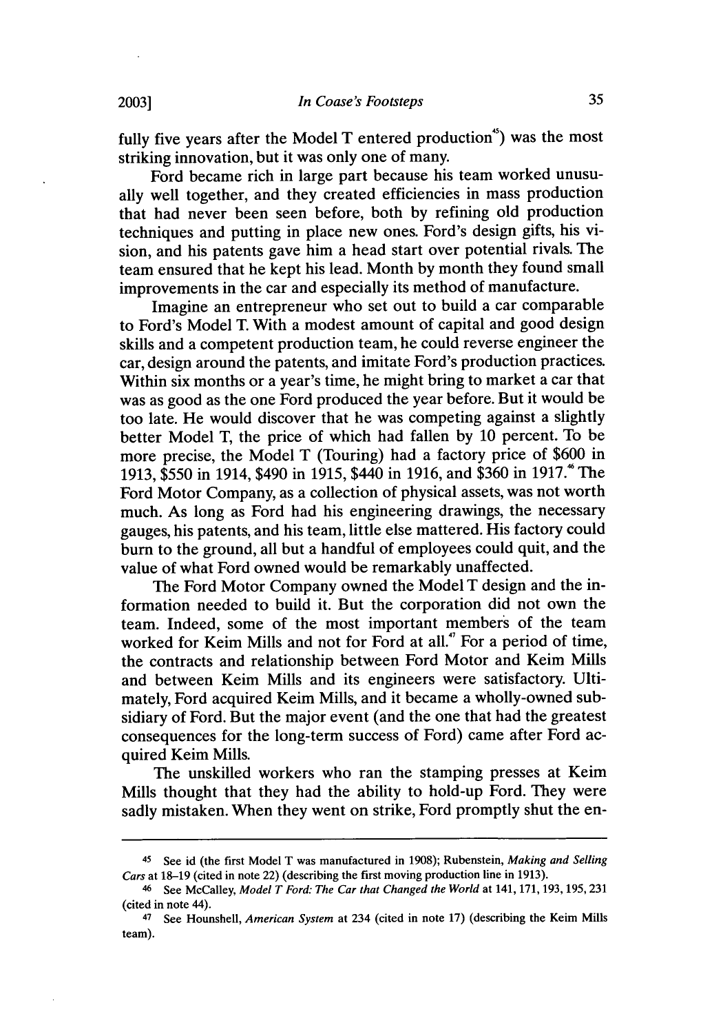fully five years after the Model T entered production[45]) was the most striking innovation, but it was only one of many.

Ford became rich in large part because his team worked unusually well together, and they created efficiencies in mass production that had never been seen before, both by refining old production techniques and putting in place new ones. Ford's design gifts, his vision, and his patents gave him a head start over potential rivals. The team ensured that he kept his lead. Month by month they found small improvements in the car and especially its method of manufacture.

Imagine an entrepreneur who set out to build a car comparable to Ford's Model T. With a modest amount of capital and good design skills and a competent production team, he could reverse engineer the car, design around the patents, and imitate Ford's production practices. Within six months or a year's time, he might bring to market a car that was as good as the one Ford produced the year before. But it would be too late. He would discover that he was competing against a slightly better Model T, the price of which had fallen by 10 percent. To be more precise, the Model T (Touring) had a factory price of $600 in 1913, $550 in 1914, $490 in 1915, $440 in 1916, and $360 in 1917.[46] The Ford Motor Company, as a collection of physical assets, was not worth much. As long as Ford had his engineering drawings, the necessary gauges, his patents, and his team, little else mattered. His factory could burn to the ground, all but a handful of employees could quit, and the value of what Ford owned would be remarkably unaffected.

The Ford Motor Company owned the Model T design and the information needed to build it. But the corporation did not own the team. Indeed, some of the most important members of the team worked for Keim Mills and not for Ford at all.[47] For a period of time, the contracts and relationship between Ford Motor and Keim Mills and between Keim Mills and its engineers were satisfactory. Ultimately, Ford acquired Keim Mills, and it became a wholly-owned subsidiary of Ford. But the major event (and the one that had the greatest consequences for the long-term success of Ford) came after Ford acquired Keim Mills.

The unskilled workers who ran the stamping presses at Keim Mills thought that they had the ability to hold-up Ford. They were sadly mistaken. When they went on strike, Ford promptly shut the en-

---

[45] See id (the first Model T was manufactured in 1908); Rubenstein, *Making and Selling Cars* at 18–19 (cited in note 22) (describing the first moving production line in 1913).

[46] See McCalley, *Model T Ford: The Car that Changed the World* at 141, 171, 193, 195, 231 (cited in note 44).

[47] See Hounshell, *American System* at 234 (cited in note 17) (describing the Keim Mills team).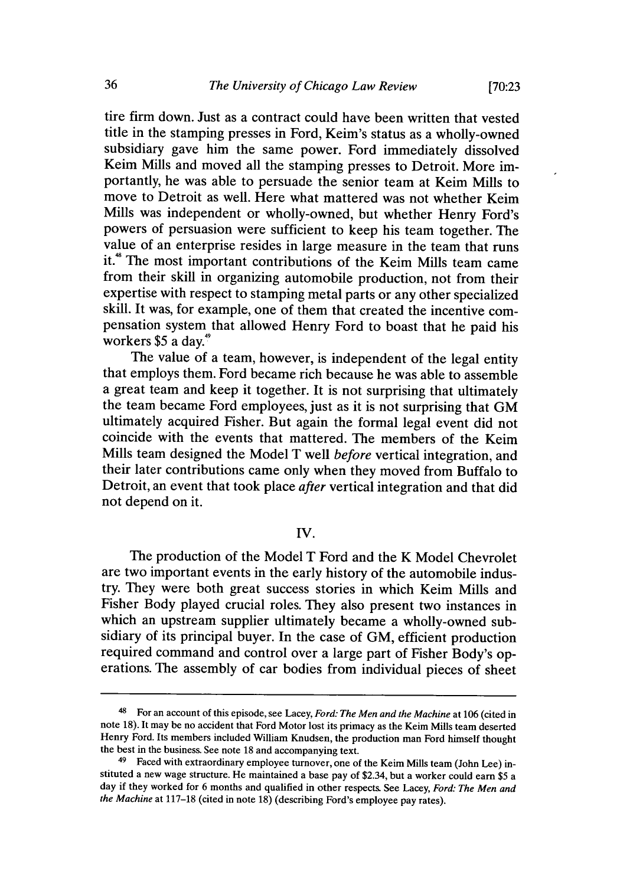tire firm down. Just as a contract could have been written that vested title in the stamping presses in Ford, Keim's status as a wholly-owned subsidiary gave him the same power. Ford immediately dissolved Keim Mills and moved all the stamping presses to Detroit. More importantly, he was able to persuade the senior team at Keim Mills to move to Detroit as well. Here what mattered was not whether Keim Mills was independent or wholly-owned, but whether Henry Ford's powers of persuasion were sufficient to keep his team together. The value of an enterprise resides in large measure in the team that runs it.[48] The most important contributions of the Keim Mills team came from their skill in organizing automobile production, not from their expertise with respect to stamping metal parts or any other specialized skill. It was, for example, one of them that created the incentive compensation system that allowed Henry Ford to boast that he paid his workers $5 a day.[49]

The value of a team, however, is independent of the legal entity that employs them. Ford became rich because he was able to assemble a great team and keep it together. It is not surprising that ultimately the team became Ford employees, just as it is not surprising that GM ultimately acquired Fisher. But again the formal legal event did not coincide with the events that mattered. The members of the Keim Mills team designed the Model T well *before* vertical integration, and their later contributions came only when they moved from Buffalo to Detroit, an event that took place *after* vertical integration and that did not depend on it.

## IV.

The production of the Model T Ford and the K Model Chevrolet are two important events in the early history of the automobile industry. They were both great success stories in which Keim Mills and Fisher Body played crucial roles. They also present two instances in which an upstream supplier ultimately became a wholly-owned subsidiary of its principal buyer. In the case of GM, efficient production required command and control over a large part of Fisher Body's operations. The assembly of car bodies from individual pieces of sheet

---

48 For an account of this episode, see Lacey, *Ford: The Men and the Machine* at 106 (cited in note 18). It may be no accident that Ford Motor lost its primacy as the Keim Mills team deserted Henry Ford. Its members included William Knudsen, the production man Ford himself thought the best in the business. See note 18 and accompanying text.

49 Faced with extraordinary employee turnover, one of the Keim Mills team (John Lee) instituted a new wage structure. He maintained a base pay of $2.34, but a worker could earn $5 a day if they worked for 6 months and qualified in other respects. See Lacey, *Ford: The Men and the Machine* at 117–18 (cited in note 18) (describing Ford's employee pay rates).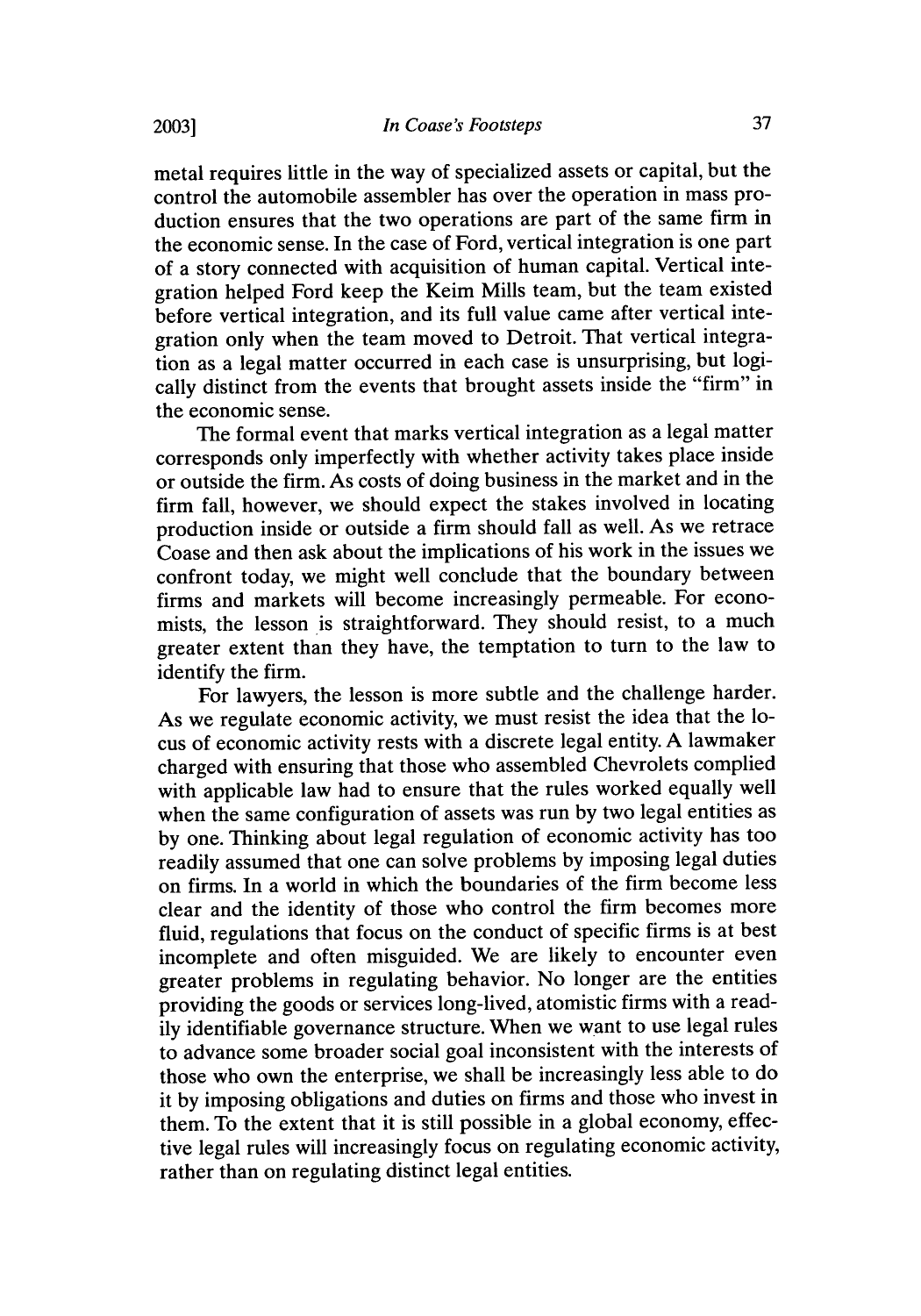metal requires little in the way of specialized assets or capital, but the control the automobile assembler has over the operation in mass production ensures that the two operations are part of the same firm in the economic sense. In the case of Ford, vertical integration is one part of a story connected with acquisition of human capital. Vertical integration helped Ford keep the Keim Mills team, but the team existed before vertical integration, and its full value came after vertical integration only when the team moved to Detroit. That vertical integration as a legal matter occurred in each case is unsurprising, but logically distinct from the events that brought assets inside the "firm" in the economic sense.

The formal event that marks vertical integration as a legal matter corresponds only imperfectly with whether activity takes place inside or outside the firm. As costs of doing business in the market and in the firm fall, however, we should expect the stakes involved in locating production inside or outside a firm should fall as well. As we retrace Coase and then ask about the implications of his work in the issues we confront today, we might well conclude that the boundary between firms and markets will become increasingly permeable. For economists, the lesson is straightforward. They should resist, to a much greater extent than they have, the temptation to turn to the law to identify the firm.

For lawyers, the lesson is more subtle and the challenge harder. As we regulate economic activity, we must resist the idea that the locus of economic activity rests with a discrete legal entity. A lawmaker charged with ensuring that those who assembled Chevrolets complied with applicable law had to ensure that the rules worked equally well when the same configuration of assets was run by two legal entities as by one. Thinking about legal regulation of economic activity has too readily assumed that one can solve problems by imposing legal duties on firms. In a world in which the boundaries of the firm become less clear and the identity of those who control the firm becomes more fluid, regulations that focus on the conduct of specific firms is at best incomplete and often misguided. We are likely to encounter even greater problems in regulating behavior. No longer are the entities providing the goods or services long-lived, atomistic firms with a readily identifiable governance structure. When we want to use legal rules to advance some broader social goal inconsistent with the interests of those who own the enterprise, we shall be increasingly less able to do it by imposing obligations and duties on firms and those who invest in them. To the extent that it is still possible in a global economy, effective legal rules will increasingly focus on regulating economic activity, rather than on regulating distinct legal entities.